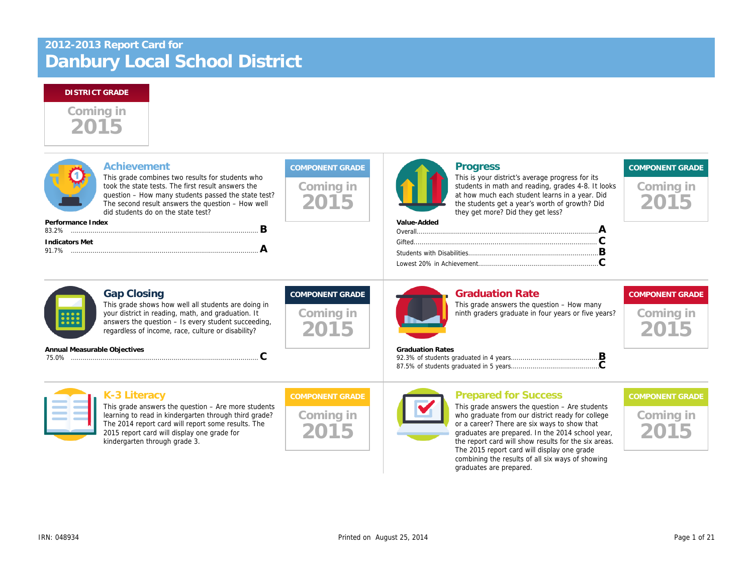# 2012-2013 Report Card for Danbury Local School District

**DISTRICT GRADE**

Coming in 2015

## Achievement

This grade combines two results for students who took the state tests. The first result answers the question – How many students passed the state test? The second result answers the question – How well did students do on the state test?

**COMPONENT GRADE**

Coming in 2015

**Performance Index**

83.2% ........ **B**

**Indicators Met**

91.7% ........ **A**

## Progress

This is your district's average progress for its students in math and reading, grades 4-8. It looks at how much each student learns in a year. Did the students get a year's worth of growth? Did they get more? Did they get less?

**COMPONENT GRADE**

Coming in 2015

**Value-Added**

| Value-Added | Grade |
|---|---|
| Overall | **A** |
| Gifted | **C** |
| Students with Disabilities | **B** |
| Lowest 20% in Achievement | **C** |

## Gap Closing

This grade shows how well all students are doing in your district in reading, math, and graduation. It answers the question – Is every student succeeding, regardless of income, race, culture or disability?

**COMPONENT GRADE**

Coming in 2015

**Annual Measurable Objectives**

75.0% ........ **C**

## Graduation Rate

This grade answers the question – How many ninth graders graduate in four years or five years?

**COMPONENT GRADE**

Coming in 2015

**Graduation Rates**

92.3% of students graduated in 4 years........ **B**

87.5% of students graduated in 5 years........ **C**

## K-3 Literacy

This grade answers the question – Are more students learning to read in kindergarten through third grade? The 2014 report card will report some results. The 2015 report card will display one grade for kindergarten through grade 3.

**COMPONENT GRADE**

Coming in 2015

## Prepared for Success

This grade answers the question – Are students who graduate from our district ready for college or a career? There are six ways to show that graduates are prepared. In the 2014 school year, the report card will show results for the six areas. The 2015 report card will display one grade combining the results of all six ways of showing graduates are prepared.

**COMPONENT GRADE**

Coming in 2015

IRN: 048934 | Printed on August 25, 2014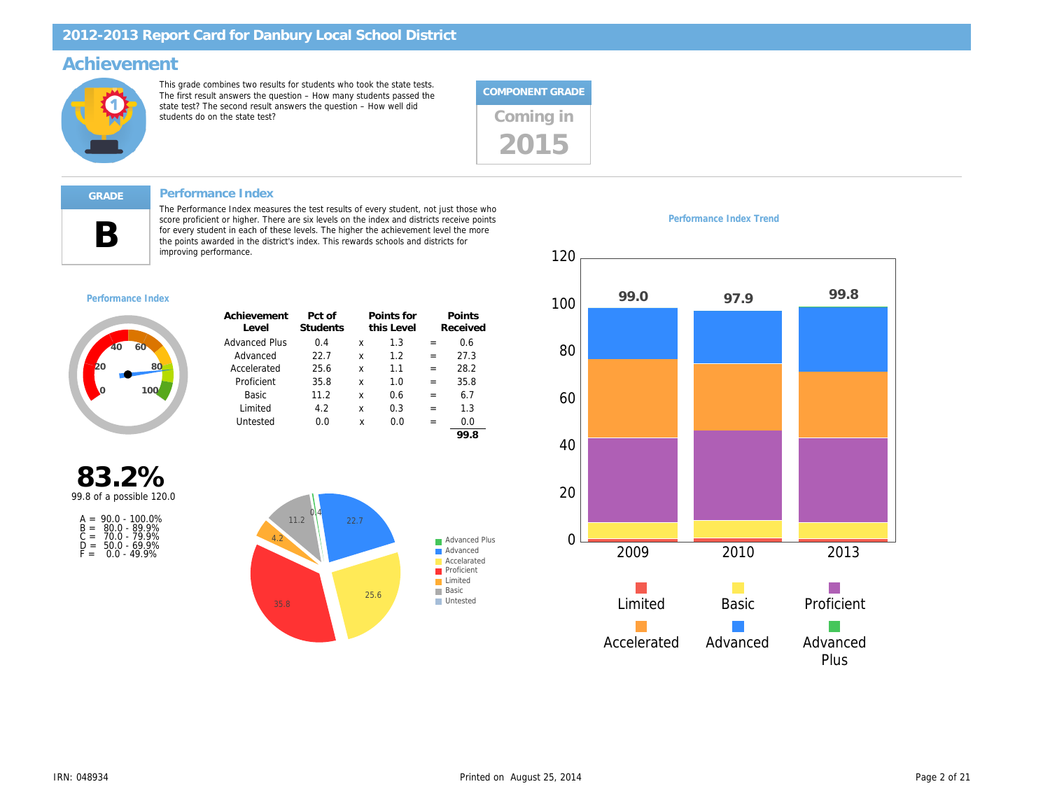# 2012-2013 Report Card for Danbury Local School District

## Achievement

This grade combines two results for students who took the state tests. The first result answers the question – How many students passed the state test? The second result answers the question – How well did students do on the state test?

**COMPONENT GRADE**

Coming in 2015

---

**GRADE**

**B**

### Performance Index

The Performance Index measures the test results of every student, not just those who score proficient or higher. There are six levels on the index and districts receive points for every student in each of these levels. The higher the achievement level the more the points awarded in the district's index. This rewards schools and districts for improving performance.

**Performance Index**

**83.2%**

99.8 of a possible 120.0

- A = 90.0 - 100.0%
- B = 80.0 - 89.9%
- C = 70.0 - 79.9%
- D = 50.0 - 69.9%
- F = 0.0 - 49.9%

| Achievement Level | Pct of Students | | Points for this Level | | Points Received |
|---|---|---|---|---|---|
| Advanced Plus | 0.4 | x | 1.3 | = | 0.6 |
| Advanced | 22.7 | x | 1.2 | = | 27.3 |
| Accelerated | 25.6 | x | 1.1 | = | 28.2 |
| Proficient | 35.8 | x | 1.0 | = | 35.8 |
| Basic | 11.2 | x | 0.6 | = | 6.7 |
| Limited | 4.2 | x | 0.3 | = | 1.3 |
| Untested | 0.0 | x | 0.0 | = | 0.0 |
| | | | | | **99.8** |

**Performance Index Trend**

| Year | Performance Index |
|---|---|
| 2009 | 99.0 |
| 2010 | 97.9 |
| 2013 | 99.8 |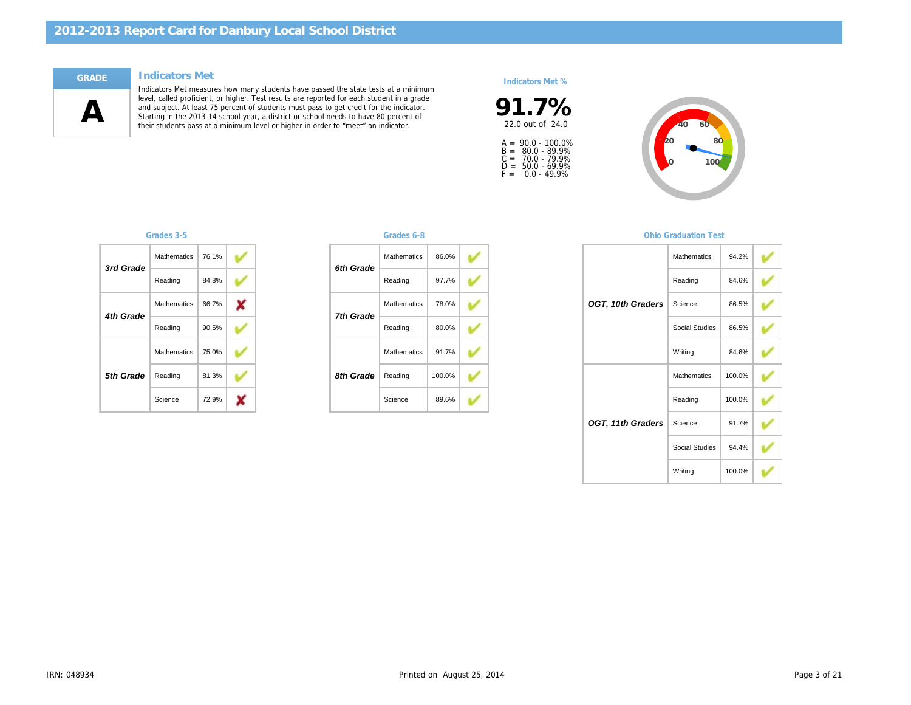# 2012-2013 Report Card for Danbury Local School District

**GRADE**

**A**

## Indicators Met

Indicators Met measures how many students have passed the state tests at a minimum level, called proficient, or higher. Test results are reported for each student in a grade and subject. At least 75 percent of students must pass to get credit for the indicator. Starting in the 2013-14 school year, a district or school needs to have 80 percent of their students pass at a minimum level or higher in order to "meet" an indicator.

### Indicators Met %

**91.7%**

22.0 out of 24.0

A = 90.0 - 100.0%
B = 80.0 - 89.9%
C = 70.0 - 79.9%
D = 50.0 - 69.9%
F = 0.0 - 49.9%

### Grades 3-5

| Grade | Subject | Percent | Met |
|---|---|---|---|
| 3rd Grade | Mathematics | 76.1% | ✔ |
| | Reading | 84.8% | ✔ |
| 4th Grade | Mathematics | 66.7% | ✘ |
| | Reading | 90.5% | ✔ |
| 5th Grade | Mathematics | 75.0% | ✔ |
| | Reading | 81.3% | ✔ |
| | Science | 72.9% | ✘ |

### Grades 6-8

| Grade | Subject | Percent | Met |
|---|---|---|---|
| 6th Grade | Mathematics | 86.0% | ✔ |
| | Reading | 97.7% | ✔ |
| 7th Grade | Mathematics | 78.0% | ✔ |
| | Reading | 80.0% | ✔ |
| 8th Grade | Mathematics | 91.7% | ✔ |
| | Reading | 100.0% | ✔ |
| | Science | 89.6% | ✔ |

### Ohio Graduation Test

| Grade | Subject | Percent | Met |
|---|---|---|---|
| OGT, 10th Graders | Mathematics | 94.2% | ✔ |
| | Reading | 84.6% | ✔ |
| | Science | 86.5% | ✔ |
| | Social Studies | 86.5% | ✔ |
| | Writing | 84.6% | ✔ |
| OGT, 11th Graders | Mathematics | 100.0% | ✔ |
| | Reading | 100.0% | ✔ |
| | Science | 91.7% | ✔ |
| | Social Studies | 94.4% | ✔ |
| | Writing | 100.0% | ✔ |

IRN: 048934

Printed on August 25, 2014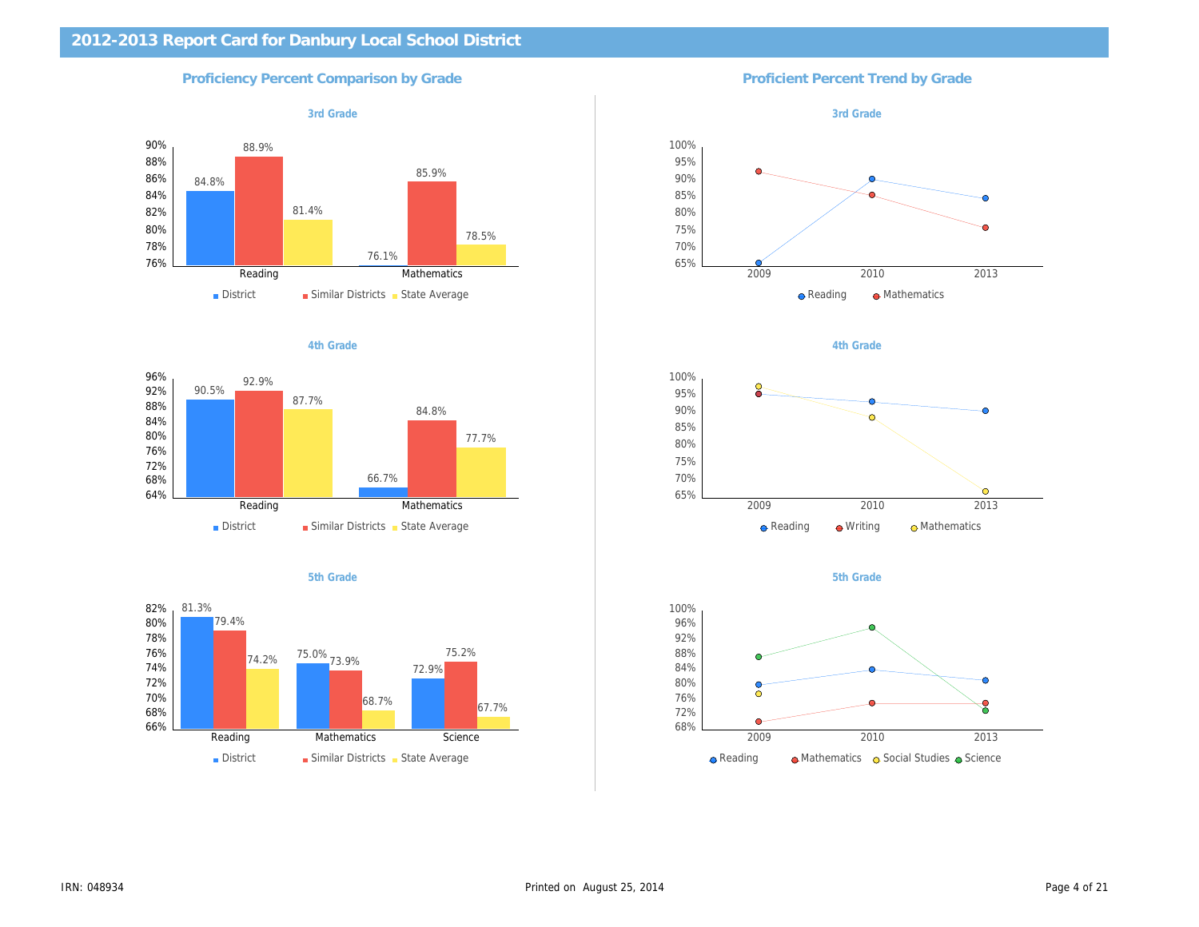# 2012-2013 Report Card for Danbury Local School District

## Proficiency Percent Comparison by Grade

### 3rd Grade

| | District | Similar Districts | State Average |
|---|---|---|---|
| Reading | 84.8% | 88.9% | 81.4% |
| Mathematics | 76.1% | 85.9% | 78.5% |

### 4th Grade

| | District | Similar Districts | State Average |
|---|---|---|---|
| Reading | 90.5% | 92.9% | 87.7% |
| Mathematics | 66.7% | 84.8% | 77.7% |

### 5th Grade

| | District | Similar Districts | State Average |
|---|---|---|---|
| Reading | 81.3% | 79.4% | 74.2% |
| Mathematics | 75.0% | 73.9% | 68.7% |
| Science | 72.9% | 75.2% | 67.7% |

## Proficient Percent Trend by Grade

### 3rd Grade

Years: 2009, 2010, 2013

Legend: Reading, Mathematics

### 4th Grade

Years: 2009, 2010, 2013

Legend: Reading, Writing, Mathematics

### 5th Grade

Years: 2009, 2010, 2013

Legend: Reading, Mathematics, Social Studies, Science

IRN: 048934

Printed on August 25, 2014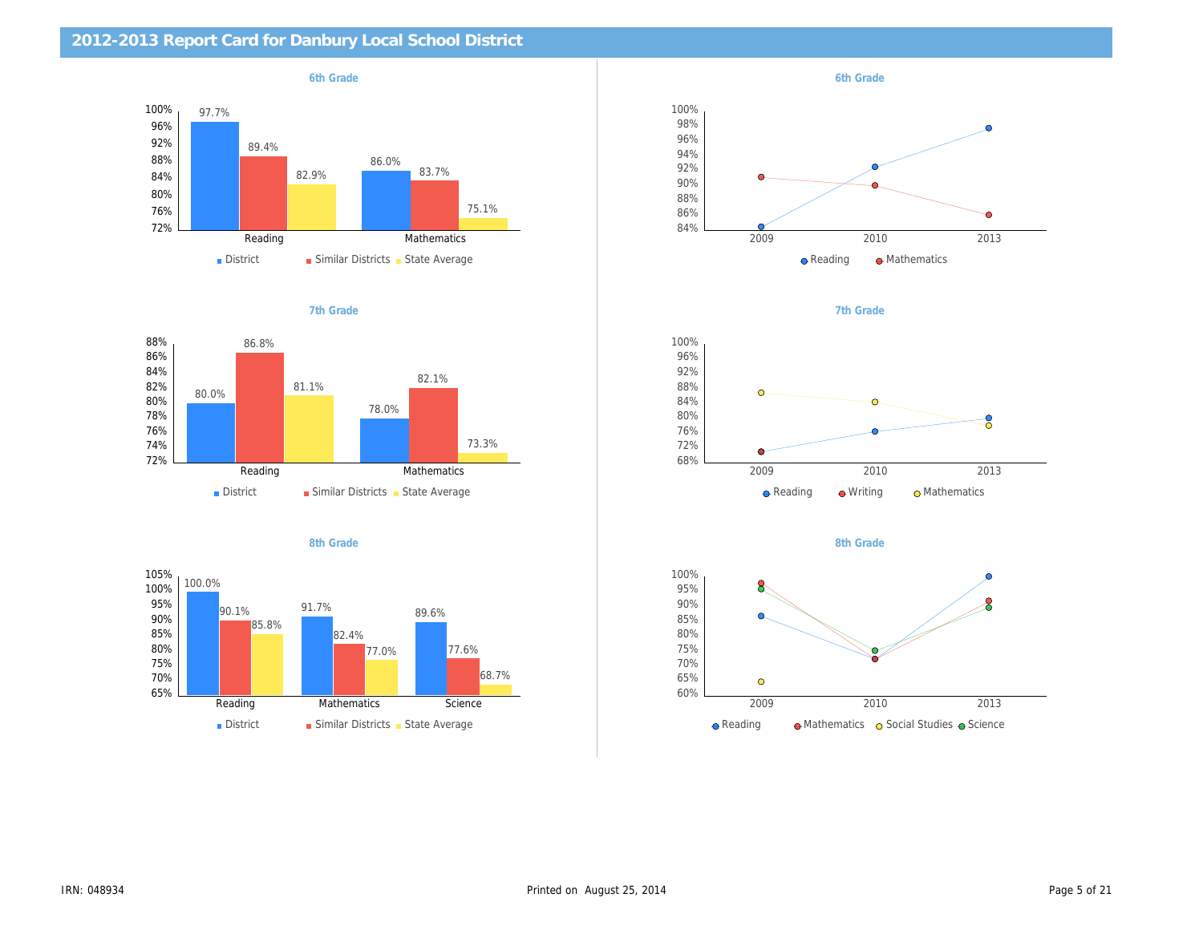# 2012-2013 Report Card for Danbury Local School District

### 6th Grade

| | District | Similar Districts | State Average |
|---|---|---|---|
| Reading | 97.7% | 89.4% | 82.9% |
| Mathematics | 86.0% | 83.7% | 75.1% |

### 6th Grade

Reading, Mathematics: 2009, 2010, 2013

### 7th Grade

| | District | Similar Districts | State Average |
|---|---|---|---|
| Reading | 80.0% | 86.8% | 81.1% |
| Mathematics | 78.0% | 82.1% | 73.3% |

### 7th Grade

Reading, Writing, Mathematics: 2009, 2010, 2013

### 8th Grade

| | District | Similar Districts | State Average |
|---|---|---|---|
| Reading | 100.0% | 90.1% | 85.8% |
| Mathematics | 91.7% | 82.4% | 77.0% |
| Science | 89.6% | 77.6% | 68.7% |

### 8th Grade

Reading, Mathematics, Social Studies, Science: 2009, 2010, 2013

IRN: 048934

Printed on August 25, 2014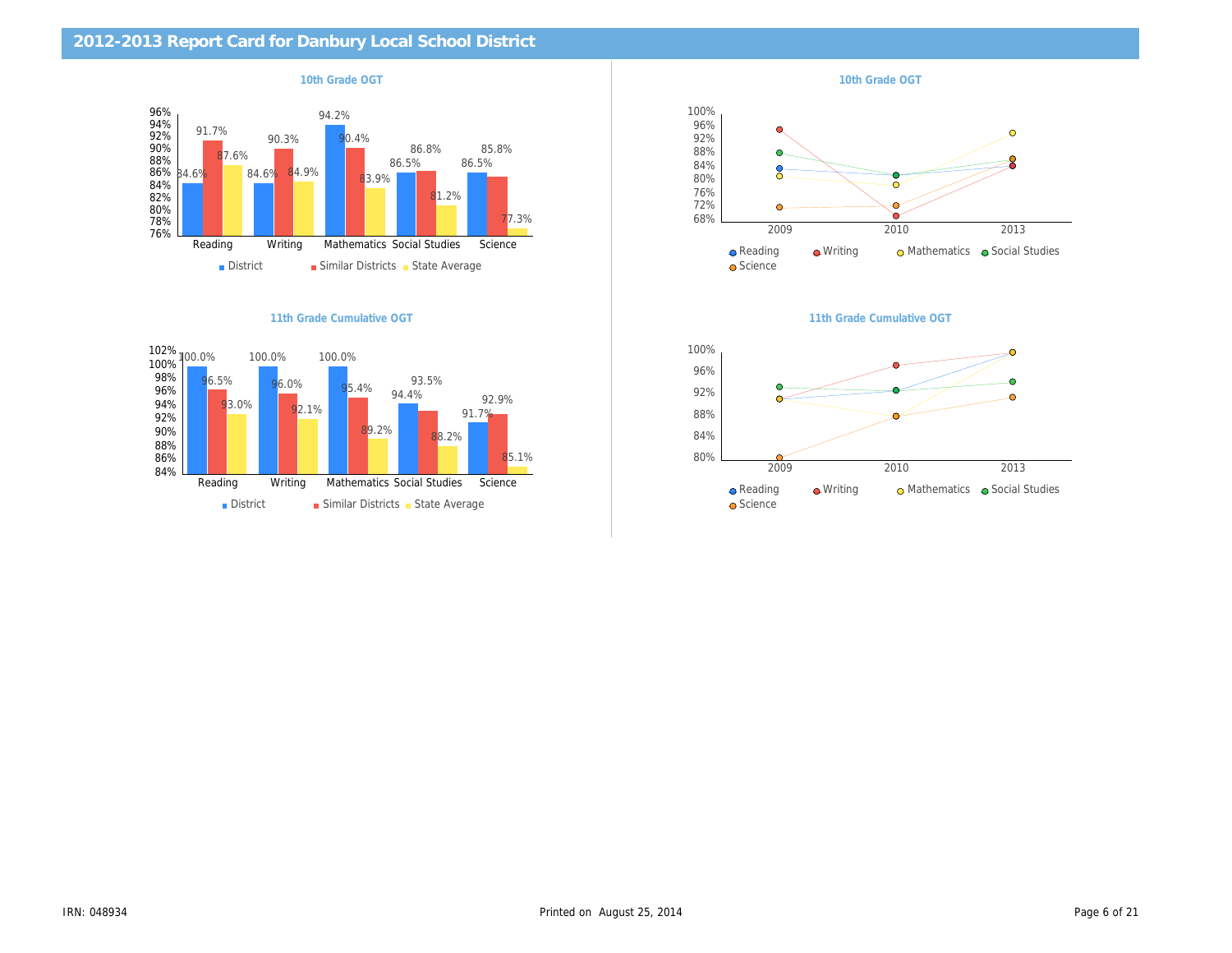# 2012-2013 Report Card for Danbury Local School District

## 10th Grade OGT

| | Reading | Writing | Mathematics | Social Studies | Science |
|---|---|---|---|---|---|
| District | 84.6% | 84.6% | 94.2% | 86.5% | 86.5% |
| Similar Districts | 91.7% | 90.3% | 90.4% | 86.8% | 85.8% |
| State Average | 87.6% | 84.9% | 83.9% | 81.2% | 77.3% |

## 10th Grade OGT

Years: 2009, 2010, 2013

Legend: Reading, Writing, Mathematics, Social Studies, Science

## 11th Grade Cumulative OGT

| | Reading | Writing | Mathematics | Social Studies | Science |
|---|---|---|---|---|---|
| District | 100.0% | 100.0% | 100.0% | 94.4% | 91.7% |
| Similar Districts | 96.5% | 96.0% | 95.4% | 93.5% | 92.9% |
| State Average | 93.0% | 92.1% | 89.2% | 88.2% | 85.1% |

## 11th Grade Cumulative OGT

Years: 2009, 2010, 2013

Legend: Reading, Writing, Mathematics, Social Studies, Science

IRN: 048934

Printed on August 25, 2014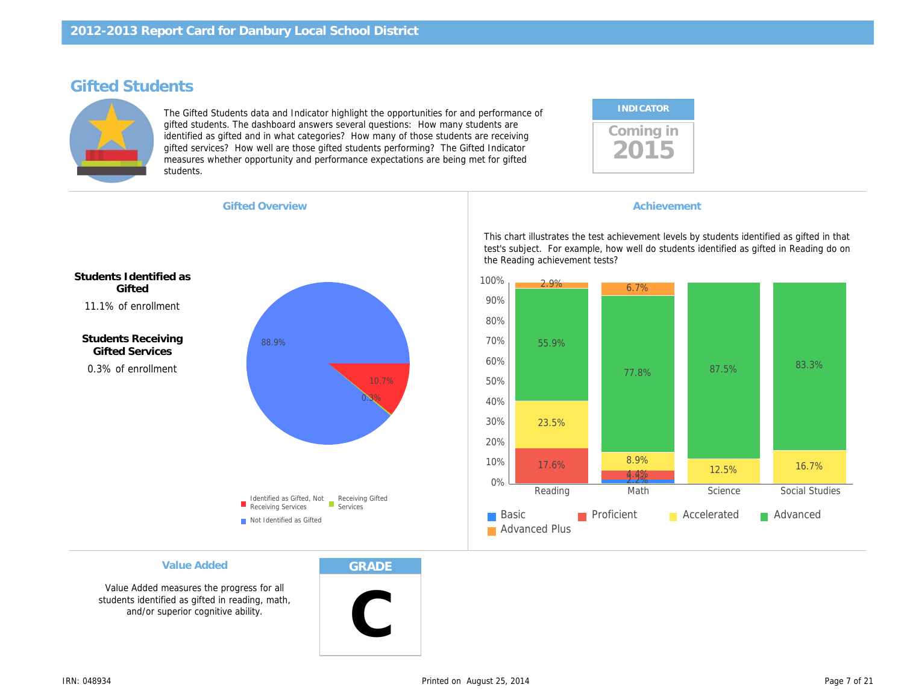# Gifted Students

The Gifted Students data and Indicator highlight the opportunities for and performance of gifted students. The dashboard answers several questions: How many students are identified as gifted and in what categories? How many of those students are receiving gifted services? How well are those gifted students performing? The Gifted Indicator measures whether opportunity and performance expectations are being met for gifted students.

**INDICATOR**

Coming in 2015

## Gifted Overview

**Students Identified as Gifted**

11.1% of enrollment

**Students Receiving Gifted Services**

0.3% of enrollment

| Category | Percent |
| --- | --- |
| Not Identified as Gifted | 88.9% |
| Identified as Gifted, Not Receiving Services | 10.7% |
| Receiving Gifted Services | 0.3% |

## Achievement

This chart illustrates the test achievement levels by students identified as gifted in that test's subject. For example, how well do students identified as gifted in Reading do on the Reading achievement tests?

| | Reading | Math | Science | Social Studies |
| --- | --- | --- | --- | --- |
| Basic | | 2.2% | | |
| Proficient | 17.6% | 4.4% | | |
| Accelerated | 23.5% | 8.9% | 12.5% | 16.7% |
| Advanced | 55.9% | 77.8% | 87.5% | 83.3% |
| Advanced Plus | 2.9% | 6.7% | | |

## Value Added

Value Added measures the progress for all students identified as gifted in reading, math, and/or superior cognitive ability.

**GRADE**

**C**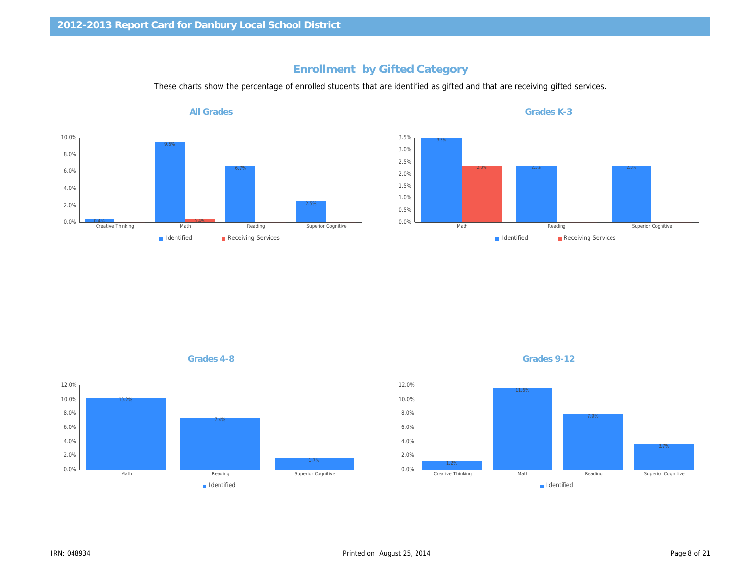## Enrollment by Gifted Category

These charts show the percentage of enrolled students that are identified as gifted and that are receiving gifted services.

### All Grades

| Category | Identified | Receiving Services |
|---|---|---|
| Creative Thinking | 0.4% | |
| Math | 9.5% | 0.4% |
| Reading | 6.7% | |
| Superior Cognitive | 2.5% | |

### Grades K-3

| Category | Identified | Receiving Services |
|---|---|---|
| Math | 3.5% | 2.3% |
| Reading | 2.3% | |
| Superior Cognitive | 2.3% | |

### Grades 4-8

| Category | Identified |
|---|---|
| Math | 10.2% |
| Reading | 7.4% |
| Superior Cognitive | 1.7% |

### Grades 9-12

| Category | Identified |
|---|---|
| Creative Thinking | 1.2% |
| Math | 11.6% |
| Reading | 7.9% |
| Superior Cognitive | 3.7% |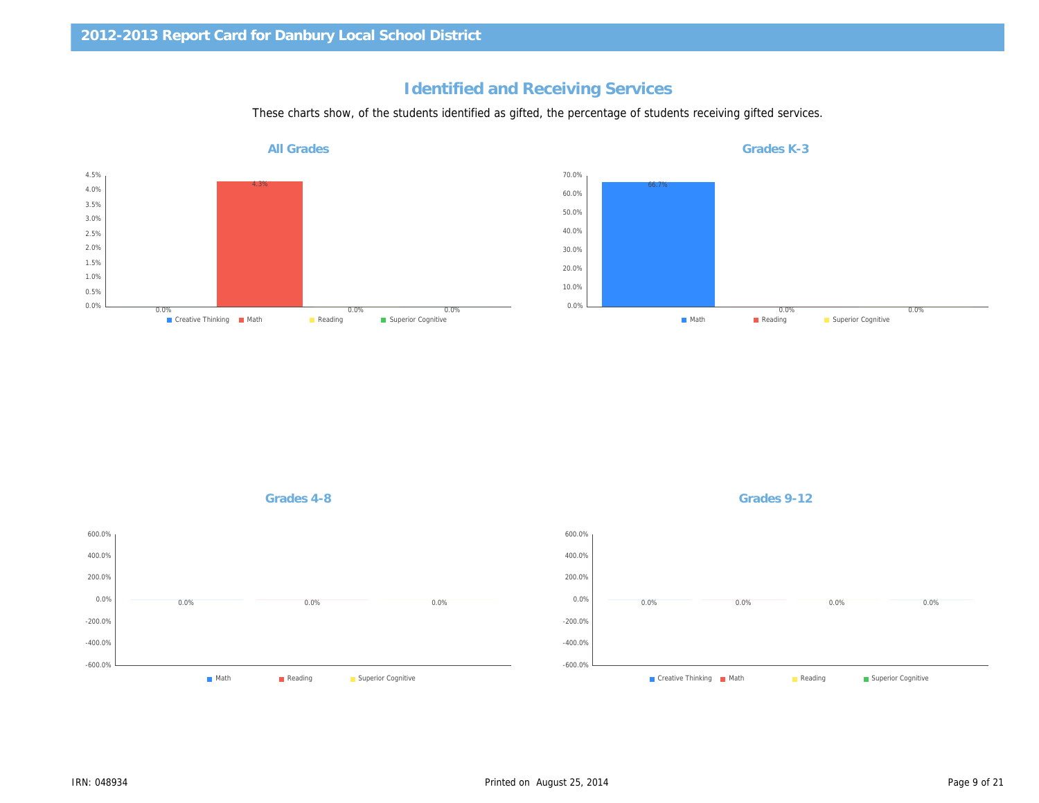## Identified and Receiving Services

These charts show, of the students identified as gifted, the percentage of students receiving gifted services.

### All Grades

| Creative Thinking | Math | Reading | Superior Cognitive |
|---|---|---|---|
| 0.0% | 4.3% | 0.0% | 0.0% |

### Grades K-3

| Math | Reading | Superior Cognitive |
|---|---|---|
| 66.7% | 0.0% | 0.0% |

### Grades 4-8

| Math | Reading | Superior Cognitive |
|---|---|---|
| 0.0% | 0.0% | 0.0% |

### Grades 9-12

| Creative Thinking | Math | Reading | Superior Cognitive |
|---|---|---|---|
| 0.0% | 0.0% | 0.0% | 0.0% |

IRN: 048934

Printed on August 25, 2014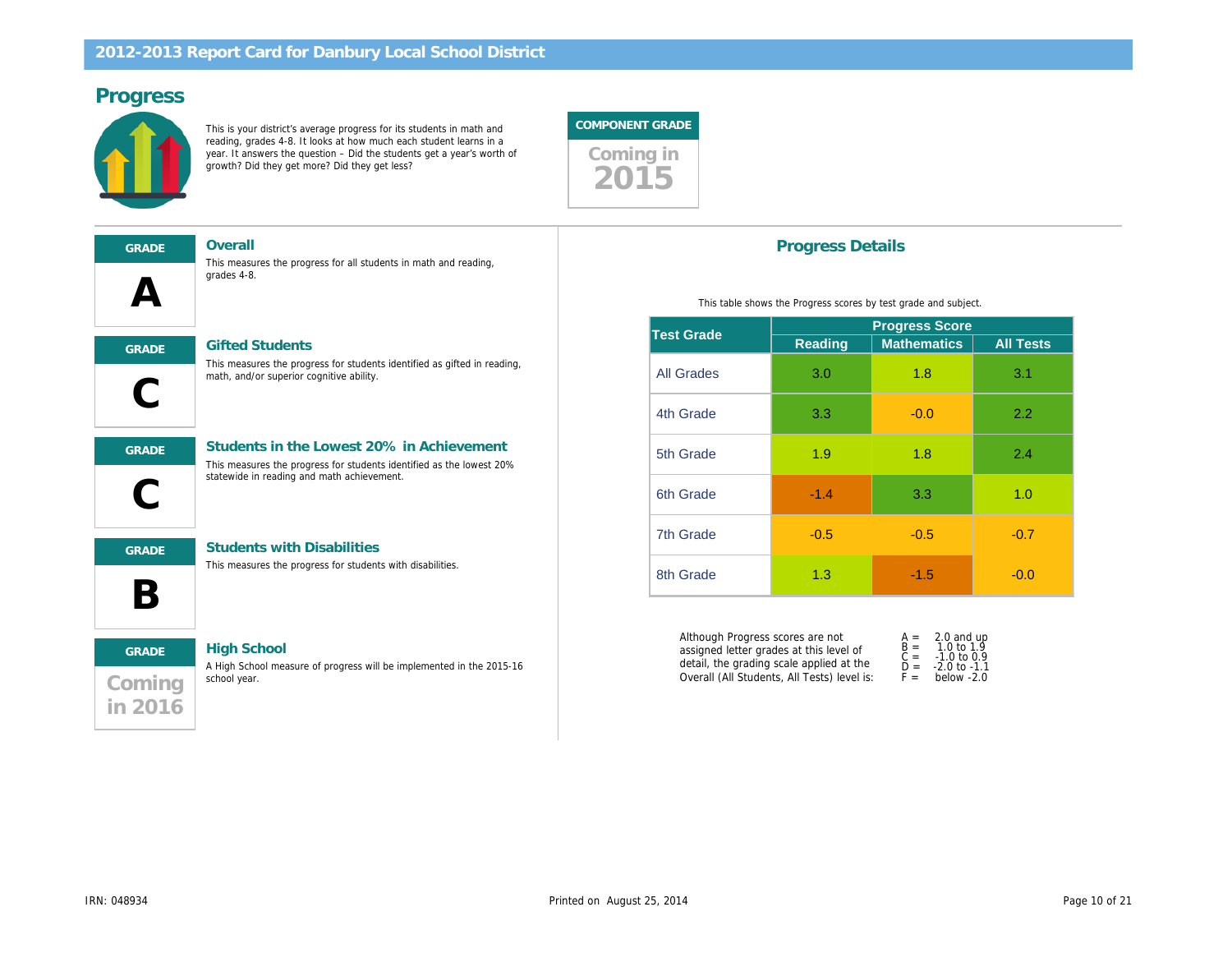# 2012-2013 Report Card for Danbury Local School District

## Progress

This is your district's average progress for its students in math and reading, grades 4-8. It looks at how much each student learns in a year. It answers the question – Did the students get a year's worth of growth? Did they get more? Did they get less?

**COMPONENT GRADE**

Coming in 2015

---

**GRADE**

**A**

### Overall

This measures the progress for all students in math and reading, grades 4-8.

**GRADE**

**C**

### Gifted Students

This measures the progress for students identified as gifted in reading, math, and/or superior cognitive ability.

**GRADE**

**C**

### Students in the Lowest 20% in Achievement

This measures the progress for students identified as the lowest 20% statewide in reading and math achievement.

**GRADE**

**B**

### Students with Disabilities

This measures the progress for students with disabilities.

**GRADE**

Coming in 2016

### High School

A High School measure of progress will be implemented in the 2015-16 school year.

## Progress Details

This table shows the Progress scores by test grade and subject.

| Test Grade | Progress Score | | |
|---|---|---|---|
| | Reading | Mathematics | All Tests |
| All Grades | 3.0 | 1.8 | 3.1 |
| 4th Grade | 3.3 | -0.0 | 2.2 |
| 5th Grade | 1.9 | 1.8 | 2.4 |
| 6th Grade | -1.4 | 3.3 | 1.0 |
| 7th Grade | -0.5 | -0.5 | -0.7 |
| 8th Grade | 1.3 | -1.5 | -0.0 |

Although Progress scores are not assigned letter grades at this level of detail, the grading scale applied at the Overall (All Students, All Tests) level is:

A = 2.0 and up
B = 1.0 to 1.9
C = -1.0 to 0.9
D = -2.0 to -1.1
F = below -2.0

IRN: 048934

Printed on August 25, 2014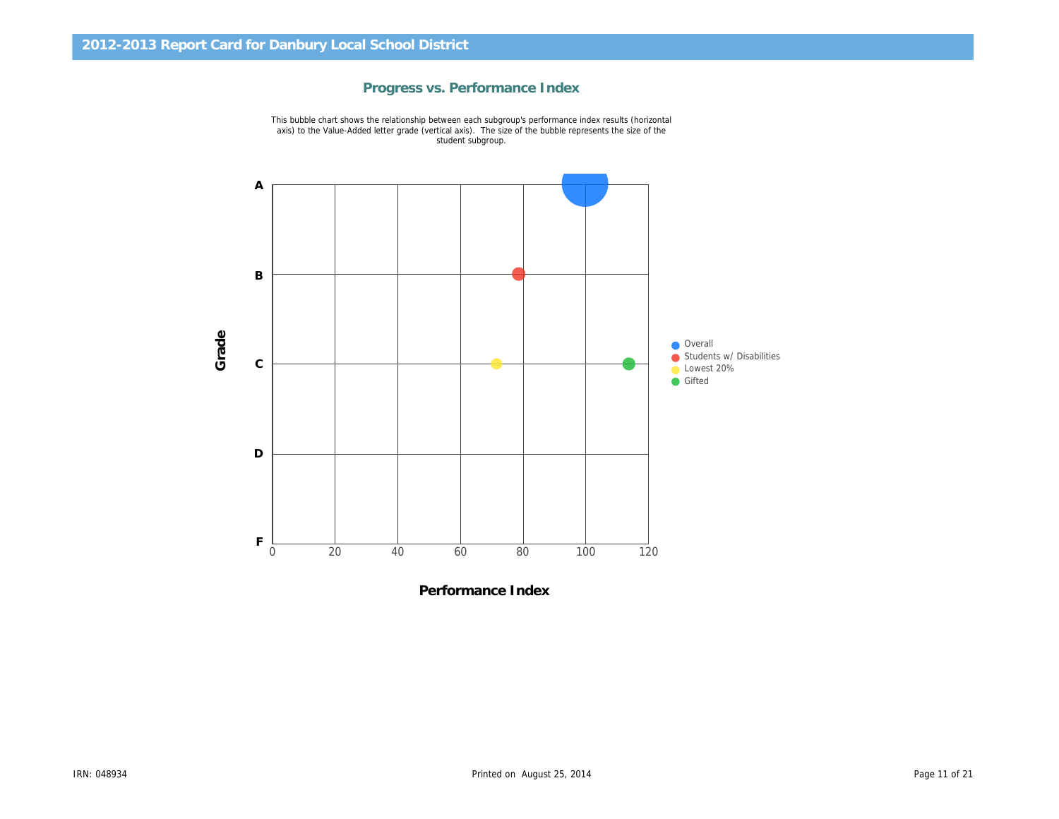## 2012-2013 Report Card for Danbury Local School District

### Progress vs. Performance Index

This bubble chart shows the relationship between each subgroup's performance index results (horizontal axis) to the Value-Added letter grade (vertical axis). The size of the bubble represents the size of the student subgroup.

Grade

A

B

C

D

F

0 20 40 60 80 100 120

Performance Index

- Overall
- Students w/ Disabilities
- Lowest 20%
- Gifted

IRN: 048934

Printed on August 25, 2014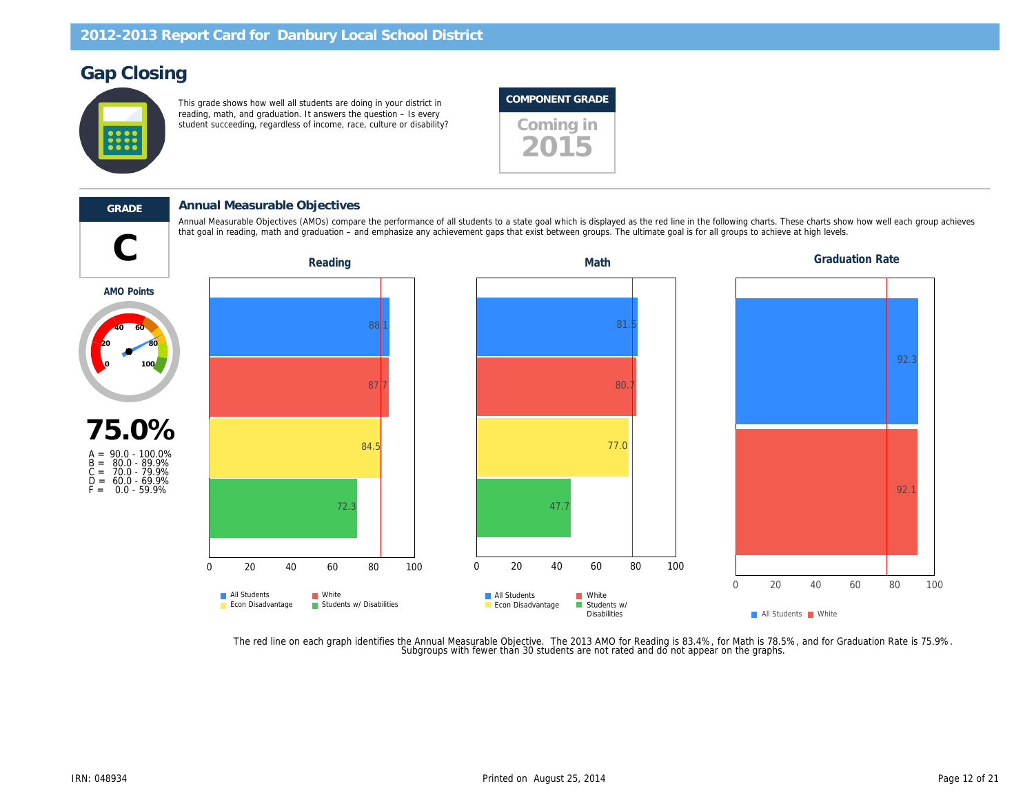## Gap Closing

This grade shows how well all students are doing in your district in reading, math, and graduation. It answers the question – Is every student succeeding, regardless of income, race, culture or disability?

**COMPONENT GRADE**

Coming in 2015

---

**GRADE**

**C**

**AMO Points**

**75.0%**

A = 90.0 - 100.0%
B = 80.0 - 89.9%
C = 70.0 - 79.9%
D = 60.0 - 69.9%
F = 0.0 - 59.9%

### Annual Measurable Objectives

Annual Measurable Objectives (AMOs) compare the performance of all students to a state goal which is displayed as the red line in the following charts. These charts show how well each group achieves that goal in reading, math and graduation – and emphasize any achievement gaps that exist between groups. The ultimate goal is for all groups to achieve at high levels.

**Reading**

| Group | Value |
|---|---|
| All Students | 88.1 |
| White | 87.7 |
| Econ Disadvantage | 84.5 |
| Students w/ Disabilities | 72.3 |

**Math**

| Group | Value |
|---|---|
| All Students | 81.5 |
| White | 80.7 |
| Econ Disadvantage | 77.0 |
| Students w/ Disabilities | 47.7 |

**Graduation Rate**

| Group | Value |
|---|---|
| All Students | 92.3 |
| White | 92.1 |

The red line on each graph identifies the Annual Measurable Objective. The 2013 AMO for Reading is 83.4%, for Math is 78.5%, and for Graduation Rate is 75.9%.
Subgroups with fewer than 30 students are not rated and do not appear on the graphs.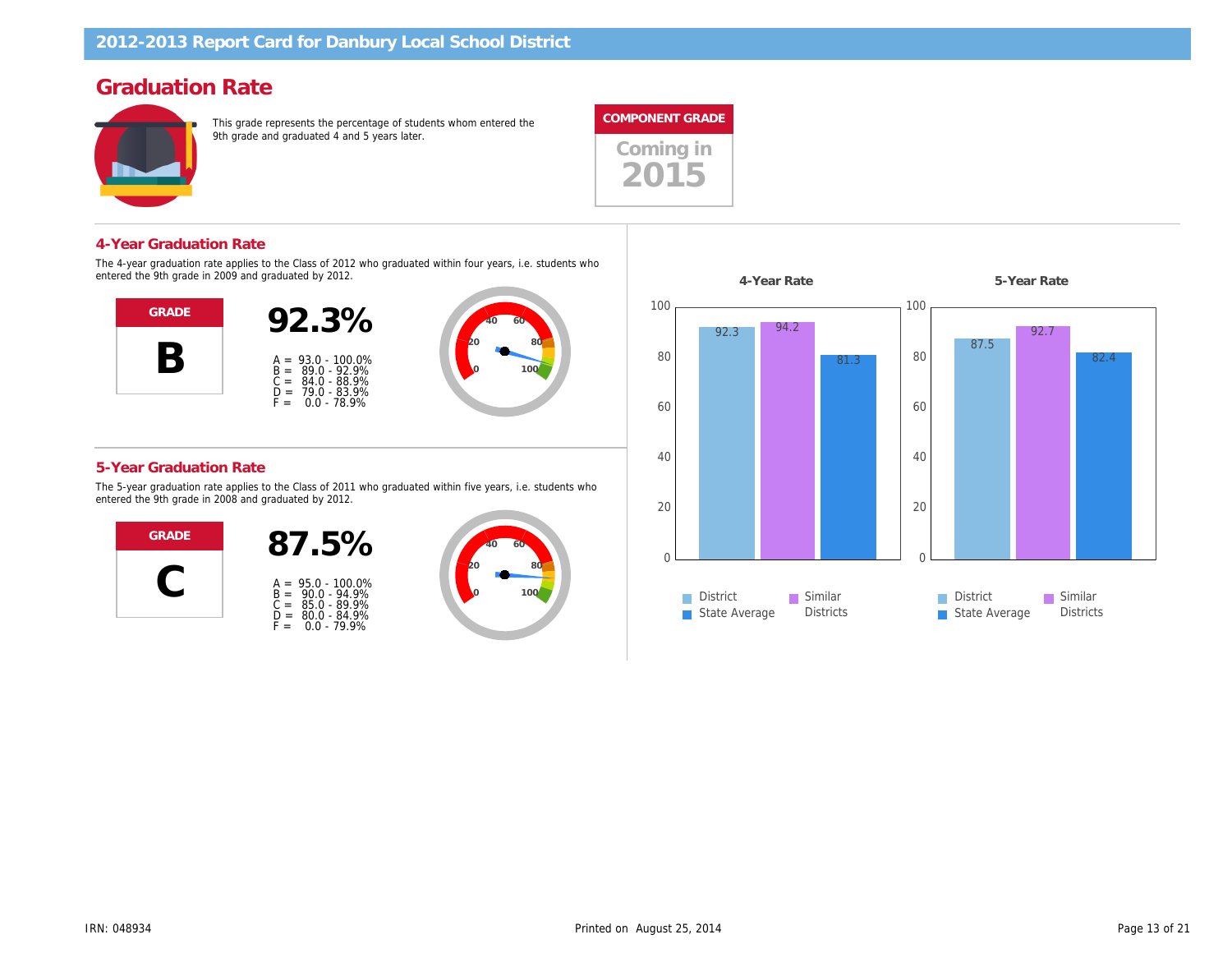## Graduation Rate

This grade represents the percentage of students whom entered the 9th grade and graduated 4 and 5 years later.

**COMPONENT GRADE**

Coming in 2015

### 4-Year Graduation Rate

The 4-year graduation rate applies to the Class of 2012 who graduated within four years, i.e. students who entered the 9th grade in 2009 and graduated by 2012.

**GRADE**

**B**

**92.3%**

A = 93.0 - 100.0%
B = 89.0 - 92.9%
C = 84.0 - 88.9%
D = 79.0 - 83.9%
F = 0.0 - 78.9%

### 5-Year Graduation Rate

The 5-year graduation rate applies to the Class of 2011 who graduated within five years, i.e. students who entered the 9th grade in 2008 and graduated by 2012.

**GRADE**

**C**

**87.5%**

A = 95.0 - 100.0%
B = 90.0 - 94.9%
C = 85.0 - 89.9%
D = 80.0 - 84.9%
F = 0.0 - 79.9%

| | District | Similar Districts | State Average |
|---|---|---|---|
| 4-Year Rate | 92.3 | 94.2 | 81.3 |
| 5-Year Rate | 87.5 | 92.7 | 82.4 |

IRN: 048934

Printed on August 25, 2014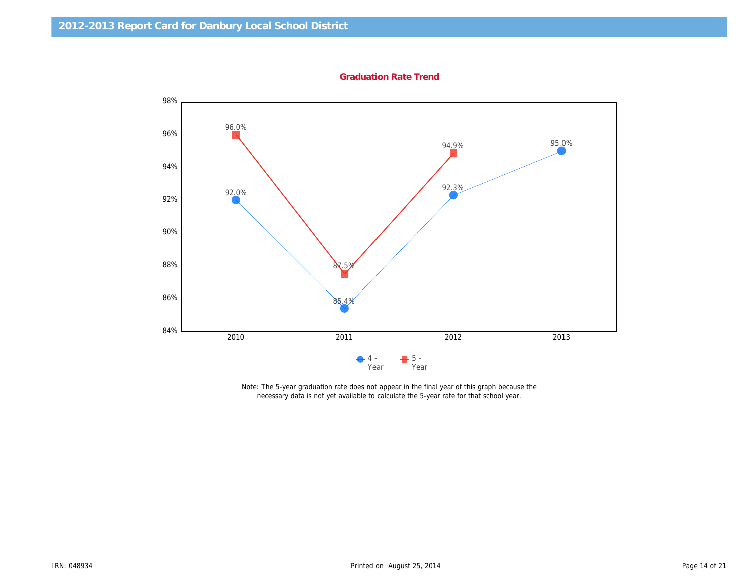# 2012-2013 Report Card for Danbury Local School District

## Graduation Rate Trend

| Year | 4 - Year | 5 - Year |
| --- | --- | --- |
| 2010 | 92.0% | 96.0% |
| 2011 | 85.4% | 87.5% |
| 2012 | 92.3% | 94.9% |
| 2013 | 95.0% | |

Note: The 5-year graduation rate does not appear in the final year of this graph because the necessary data is not yet available to calculate the 5-year rate for that school year.

IRN: 048934

Printed on August 25, 2014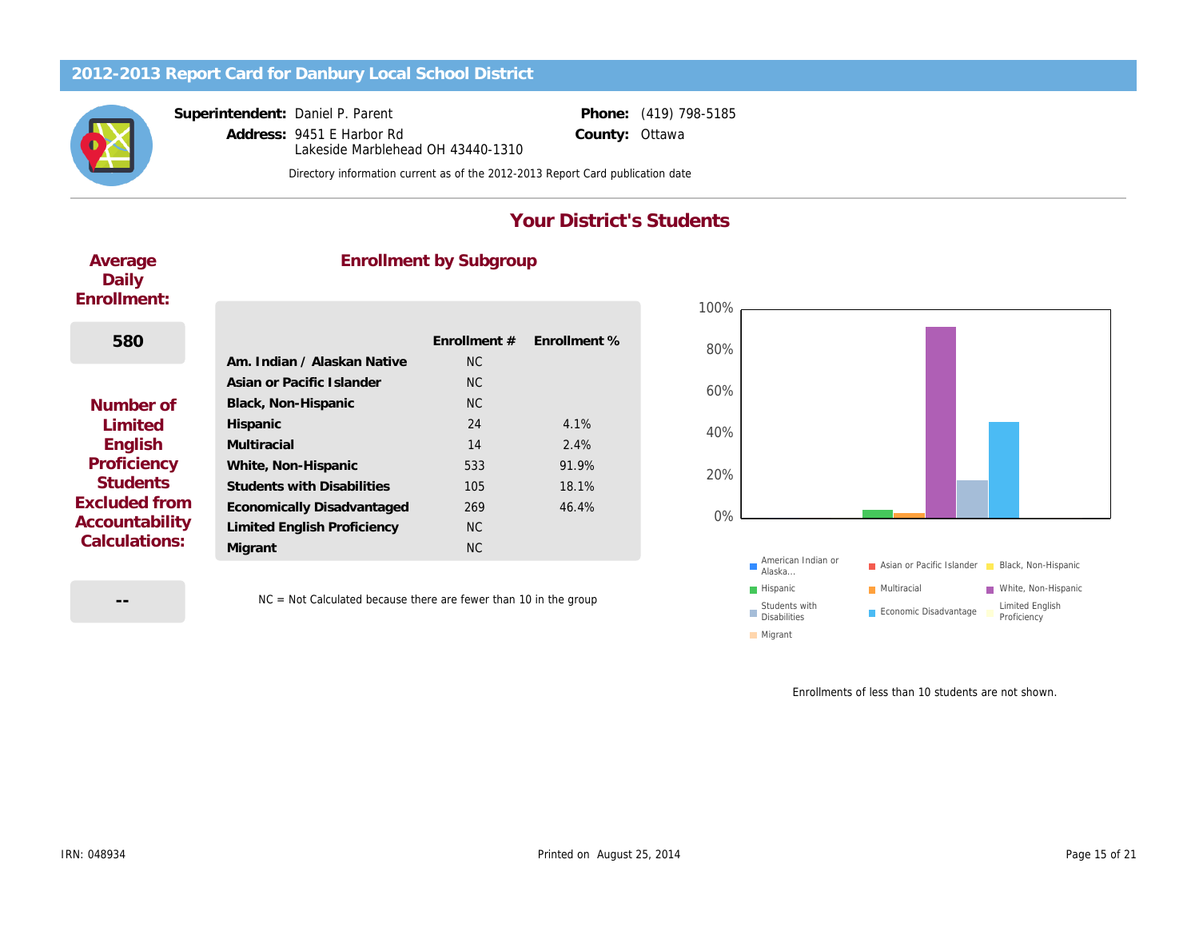# 2012-2013 Report Card for Danbury Local School District

**Superintendent:** Daniel P. Parent
**Address:** 9451 E Harbor Rd
Lakeside Marblehead OH 43440-1310

**Phone:** (419) 798-5185
**County:** Ottawa

Directory information current as of the 2012-2013 Report Card publication date

## Your District's Students

### Average Daily Enrollment:

580

### Number of Limited English Proficiency Students Excluded from Accountability Calculations:

--

### Enrollment by Subgroup

| | Enrollment # | Enrollment % |
|---|---|---|
| Am. Indian / Alaskan Native | NC | |
| Asian or Pacific Islander | NC | |
| Black, Non-Hispanic | NC | |
| Hispanic | 24 | 4.1% |
| Multiracial | 14 | 2.4% |
| White, Non-Hispanic | 533 | 91.9% |
| Students with Disabilities | 105 | 18.1% |
| Economically Disadvantaged | 269 | 46.4% |
| Limited English Proficiency | NC | |
| Migrant | NC | |

NC = Not Calculated because there are fewer than 10 in the group

Legend: American Indian or Alaska..., Asian or Pacific Islander, Black, Non-Hispanic, Hispanic, Multiracial, White, Non-Hispanic, Students with Disabilities, Economic Disadvantage, Limited English Proficiency, Migrant

Enrollments of less than 10 students are not shown.

IRN: 048934

Printed on August 25, 2014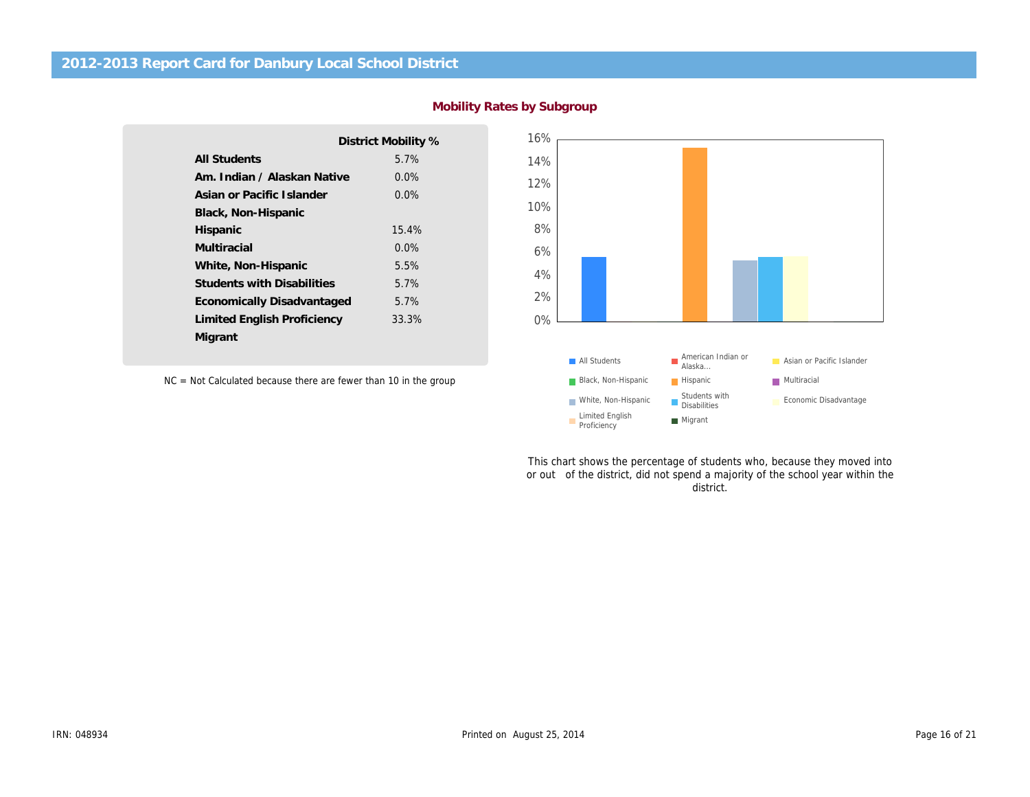## 2012-2013 Report Card for Danbury Local School District

### Mobility Rates by Subgroup

| | District Mobility % |
|---|---|
| **All Students** | 5.7% |
| **Am. Indian / Alaskan Native** | 0.0% |
| **Asian or Pacific Islander** | 0.0% |
| **Black, Non-Hispanic** | |
| **Hispanic** | 15.4% |
| **Multiracial** | 0.0% |
| **White, Non-Hispanic** | 5.5% |
| **Students with Disabilities** | 5.7% |
| **Economically Disadvantaged** | 5.7% |
| **Limited English Proficiency** | 33.3% |
| **Migrant** | |

NC = Not Calculated because there are fewer than 10 in the group

This chart shows the percentage of students who, because they moved into or out of the district, did not spend a majority of the school year within the district.

IRN: 048934

Printed on August 25, 2014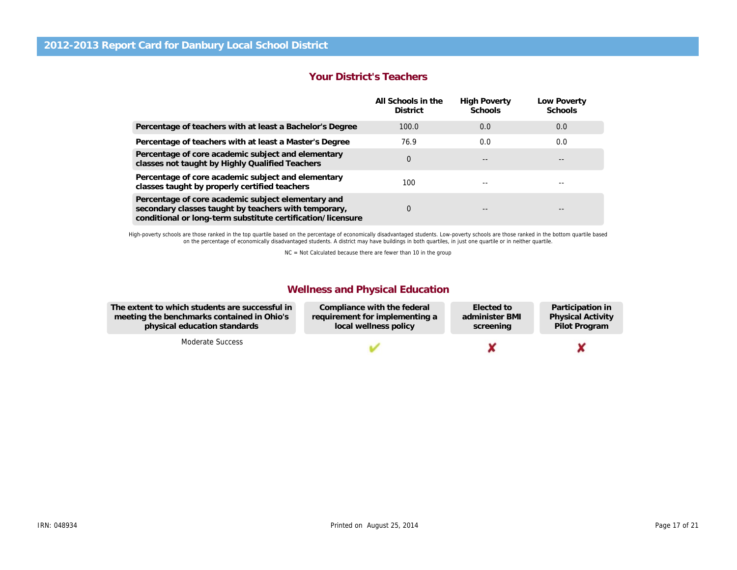# 2012-2013 Report Card for Danbury Local School District

## Your District's Teachers

| | All Schools in the District | High Poverty Schools | Low Poverty Schools |
|---|---|---|---|
| **Percentage of teachers with at least a Bachelor's Degree** | 100.0 | 0.0 | 0.0 |
| **Percentage of teachers with at least a Master's Degree** | 76.9 | 0.0 | 0.0 |
| **Percentage of core academic subject and elementary classes not taught by Highly Qualified Teachers** | 0 | -- | -- |
| **Percentage of core academic subject and elementary classes taught by properly certified teachers** | 100 | -- | -- |
| **Percentage of core academic subject elementary and secondary classes taught by teachers with temporary, conditional or long-term substitute certification/licensure** | 0 | -- | -- |

High-poverty schools are those ranked in the top quartile based on the percentage of economically disadvantaged students. Low-poverty schools are those ranked in the bottom quartile based on the percentage of economically disadvantaged students. A district may have buildings in both quartiles, in just one quartile or in neither quartile.

NC = Not Calculated because there are fewer than 10 in the group

## Wellness and Physical Education

| The extent to which students are successful in meeting the benchmarks contained in Ohio's physical education standards | Compliance with the federal requirement for implementing a local wellness policy | Elected to administer BMI screening | Participation in Physical Activity Pilot Program |
|---|---|---|---|
| Moderate Success | ✔ | ✘ | ✘ |

IRN: 048934

Printed on August 25, 2014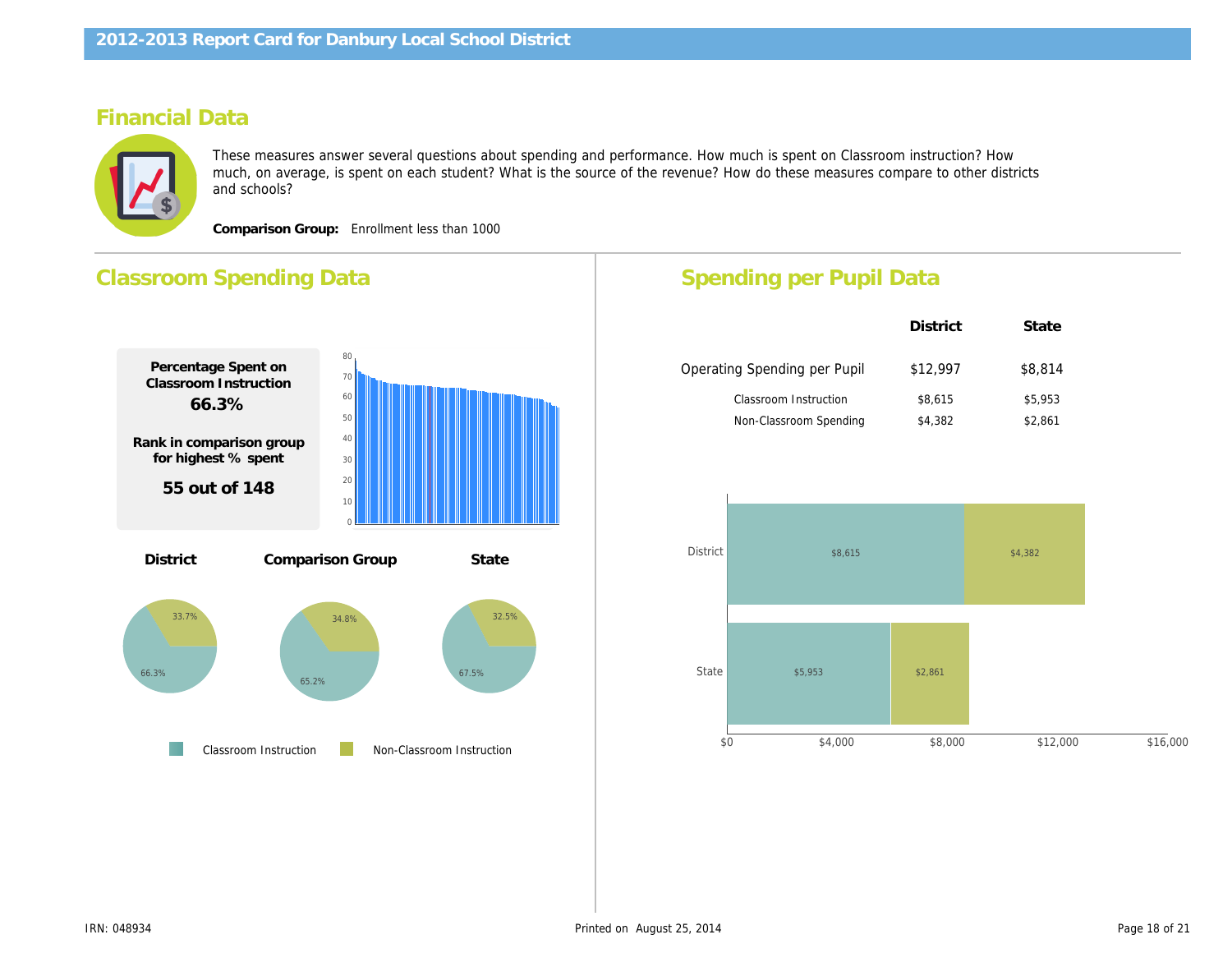# 2012-2013 Report Card for Danbury Local School District

## Financial Data

These measures answer several questions about spending and performance. How much is spent on Classroom instruction? How much, on average, is spent on each student? What is the source of the revenue? How do these measures compare to other districts and schools?

**Comparison Group:** Enrollment less than 1000

## Classroom Spending Data

**Percentage Spent on Classroom Instruction**

**66.3%**

**Rank in comparison group for highest % spent**

**55 out of 148**

| | District | Comparison Group | State |
|---|---|---|---|
| Classroom Instruction | 66.3% | 65.2% | 67.5% |
| Non-Classroom Instruction | 33.7% | 34.8% | 32.5% |

## Spending per Pupil Data

| | District | State |
|---|---|---|
| Operating Spending per Pupil | $12,997 | $8,814 |
| Classroom Instruction | $8,615 | $5,953 |
| Non-Classroom Spending | $4,382 | $2,861 |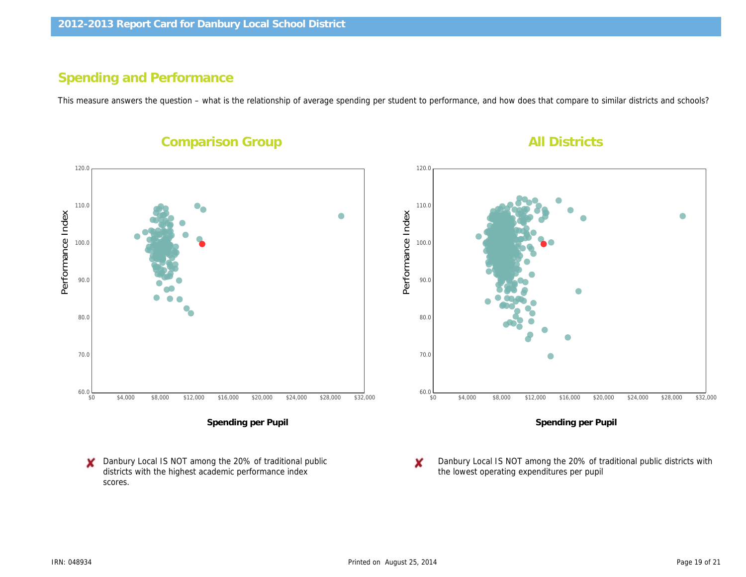## Spending and Performance

This measure answers the question – what is the relationship of average spending per student to performance, and how does that compare to similar districts and schools?

### Comparison Group

### All Districts

✘ Danbury Local IS NOT among the 20% of traditional public districts with the highest academic performance index scores.

✘ Danbury Local IS NOT among the 20% of traditional public districts with the lowest operating expenditures per pupil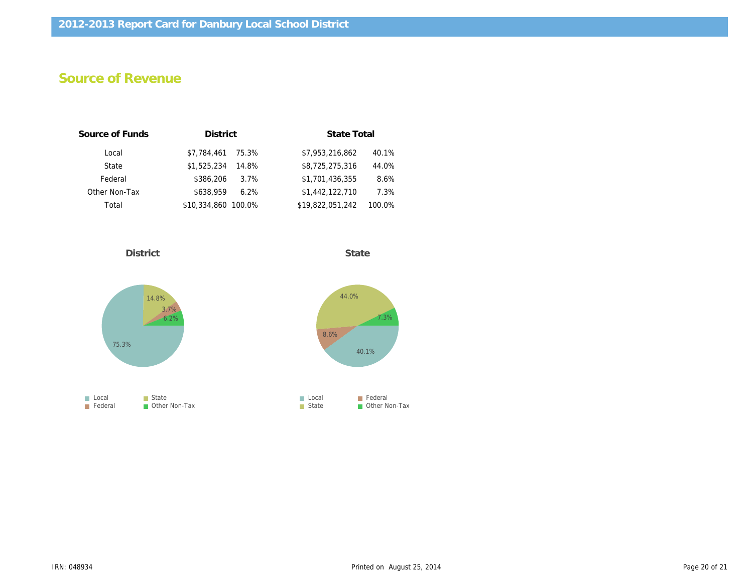# 2012-2013 Report Card for Danbury Local School District

## Source of Revenue

| Source of Funds | District | | State Total | |
|---|---|---|---|---|
| Local | $7,784,461 | 75.3% | $7,953,216,862 | 40.1% |
| State | $1,525,234 | 14.8% | $8,725,275,316 | 44.0% |
| Federal | $386,206 | 3.7% | $1,701,436,355 | 8.6% |
| Other Non-Tax | $638,959 | 6.2% | $1,442,122,710 | 7.3% |
| Total | $10,334,860 | 100.0% | $19,822,051,242 | 100.0% |

### District

- Local: 75.3%
- State: 14.8%
- Federal: 3.7%
- Other Non-Tax: 6.2%

### State

- Local: 40.1%
- State: 44.0%
- Federal: 8.6%
- Other Non-Tax: 7.3%

IRN: 048934

Printed on August 25, 2014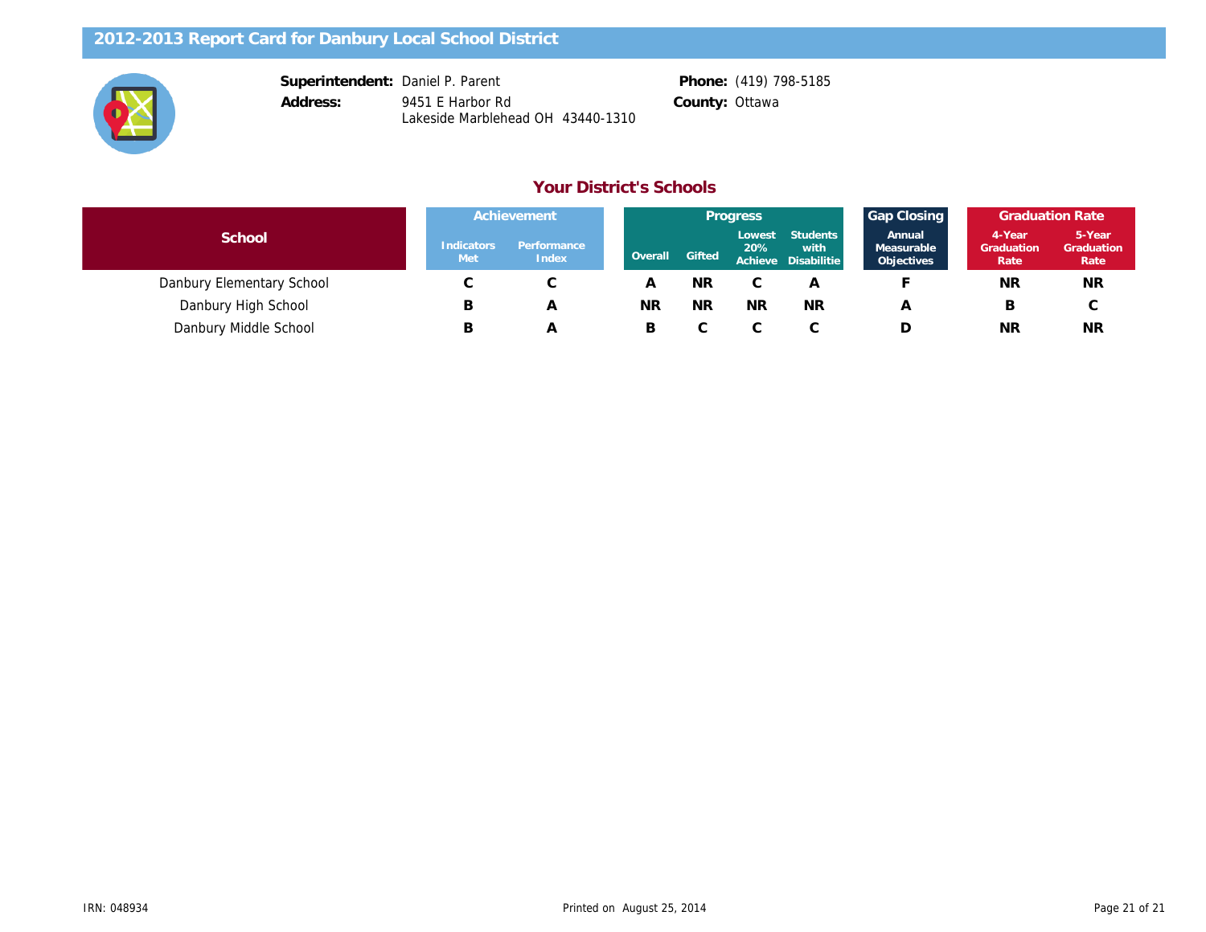# 2012-2013 Report Card for Danbury Local School District

**Superintendent:** Daniel P. Parent
**Address:** 9451 E Harbor Rd
Lakeside Marblehead OH 43440-1310

**Phone:** (419) 798-5185
**County:** Ottawa

## Your District's Schools

| School | Achievement | | Progress | | | | Gap Closing | Graduation Rate | |
|---|---|---|---|---|---|---|---|---|---|
| | Indicators Met | Performance Index | Overall | Gifted | Lowest 20% Achieve | Students with Disabilitie | Annual Measurable Objectives | 4-Year Graduation Rate | 5-Year Graduation Rate |
| Danbury Elementary School | C | C | A | NR | C | A | F | NR | NR |
| Danbury High School | B | A | NR | NR | NR | NR | A | B | C |
| Danbury Middle School | B | A | B | C | C | C | D | NR | NR |

IRN: 048934

Printed on August 25, 2014